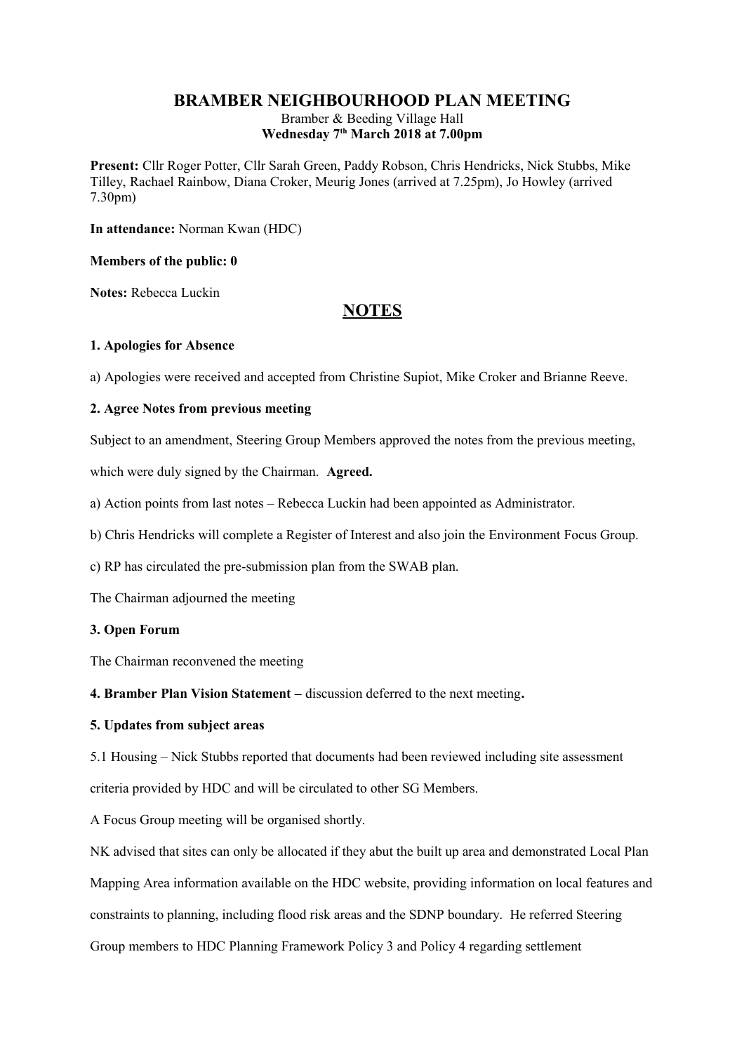# BRAMBER NEIGHBOURHOOD PLAN MEETING

Bramber & Beeding Village Hall
**Wednesday 7th March 2018 at 7.00pm**

**Present:** Cllr Roger Potter, Cllr Sarah Green, Paddy Robson, Chris Hendricks, Nick Stubbs, Mike Tilley, Rachael Rainbow, Diana Croker, Meurig Jones (arrived at 7.25pm), Jo Howley (arrived 7.30pm)

**In attendance:** Norman Kwan (HDC)

**Members of the public: 0**

**Notes:** Rebecca Luckin

## NOTES

**1. Apologies for Absence**

a) Apologies were received and accepted from Christine Supiot, Mike Croker and Brianne Reeve.

**2. Agree Notes from previous meeting**

Subject to an amendment, Steering Group Members approved the notes from the previous meeting, which were duly signed by the Chairman. **Agreed.**

a) Action points from last notes – Rebecca Luckin had been appointed as Administrator.

b) Chris Hendricks will complete a Register of Interest and also join the Environment Focus Group.

c) RP has circulated the pre-submission plan from the SWAB plan.

The Chairman adjourned the meeting

**3. Open Forum**

The Chairman reconvened the meeting

**4. Bramber Plan Vision Statement –** discussion deferred to the next meeting**.**

**5. Updates from subject areas**

5.1 Housing – Nick Stubbs reported that documents had been reviewed including site assessment criteria provided by HDC and will be circulated to other SG Members.

A Focus Group meeting will be organised shortly.

NK advised that sites can only be allocated if they abut the built up area and demonstrated Local Plan Mapping Area information available on the HDC website, providing information on local features and constraints to planning, including flood risk areas and the SDNP boundary. He referred Steering Group members to HDC Planning Framework Policy 3 and Policy 4 regarding settlement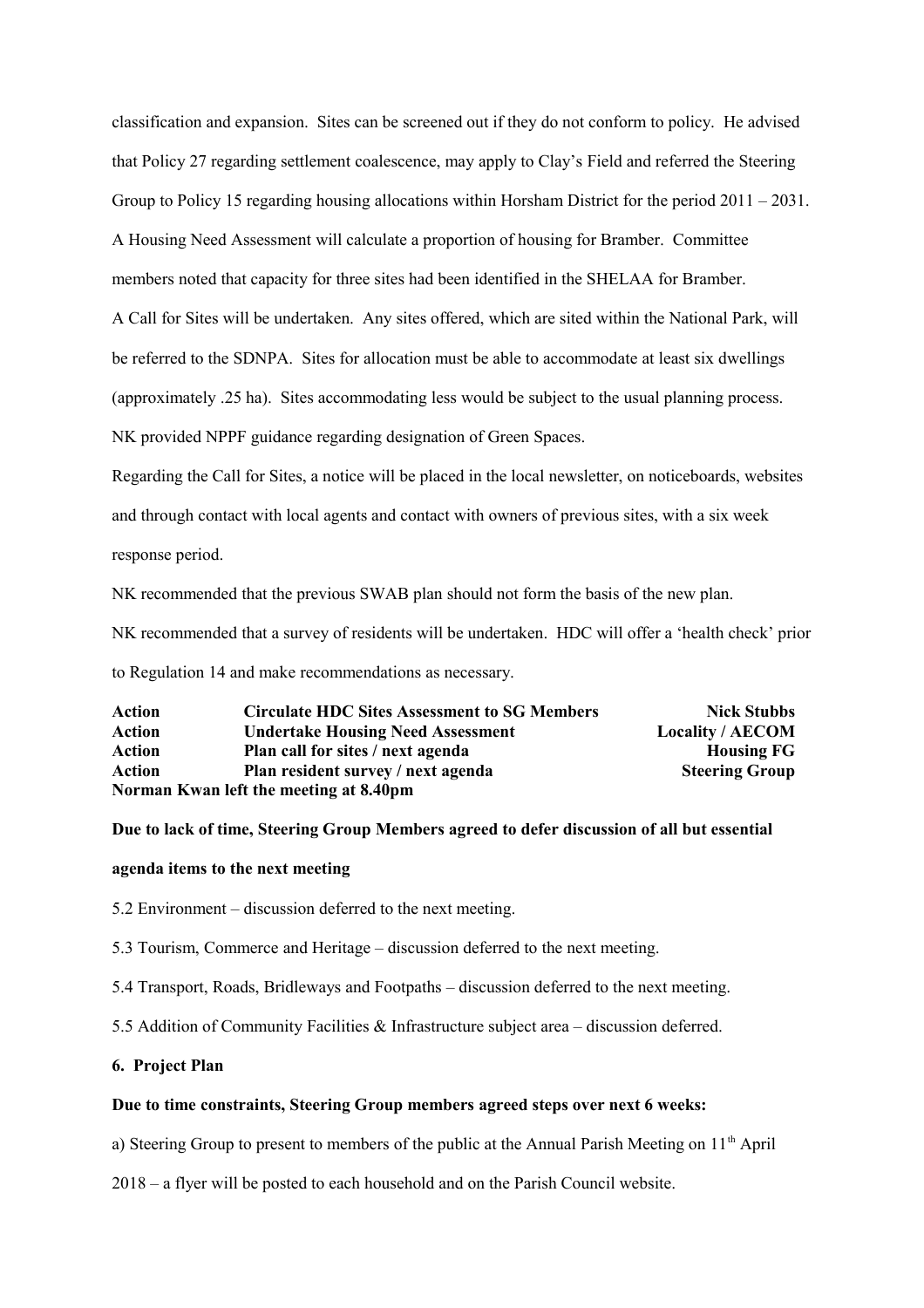classification and expansion. Sites can be screened out if they do not conform to policy. He advised that Policy 27 regarding settlement coalescence, may apply to Clay's Field and referred the Steering Group to Policy 15 regarding housing allocations within Horsham District for the period 2011 – 2031.

A Housing Need Assessment will calculate a proportion of housing for Bramber. Committee members noted that capacity for three sites had been identified in the SHELAA for Bramber.

A Call for Sites will be undertaken. Any sites offered, which are sited within the National Park, will be referred to the SDNPA. Sites for allocation must be able to accommodate at least six dwellings (approximately .25 ha). Sites accommodating less would be subject to the usual planning process.

NK provided NPPF guidance regarding designation of Green Spaces.

Regarding the Call for Sites, a notice will be placed in the local newsletter, on noticeboards, websites and through contact with local agents and contact with owners of previous sites, with a six week response period.

NK recommended that the previous SWAB plan should not form the basis of the new plan.

NK recommended that a survey of residents will be undertaken. HDC will offer a 'health check' prior to Regulation 14 and make recommendations as necessary.

| | | |
|---|---|---|
| **Action** | **Circulate HDC Sites Assessment to SG Members** | **Nick Stubbs** |
| **Action** | **Undertake Housing Need Assessment** | **Locality / AECOM** |
| **Action** | **Plan call for sites / next agenda** | **Housing FG** |
| **Action** | **Plan resident survey / next agenda** | **Steering Group** |

**Norman Kwan left the meeting at 8.40pm**

**Due to lack of time, Steering Group Members agreed to defer discussion of all but essential agenda items to the next meeting**

5.2 Environment – discussion deferred to the next meeting.

5.3 Tourism, Commerce and Heritage – discussion deferred to the next meeting.

5.4 Transport, Roads, Bridleways and Footpaths – discussion deferred to the next meeting.

5.5 Addition of Community Facilities & Infrastructure subject area – discussion deferred.

**6. Project Plan**

**Due to time constraints, Steering Group members agreed steps over next 6 weeks:**

a) Steering Group to present to members of the public at the Annual Parish Meeting on 11th April 2018 – a flyer will be posted to each household and on the Parish Council website.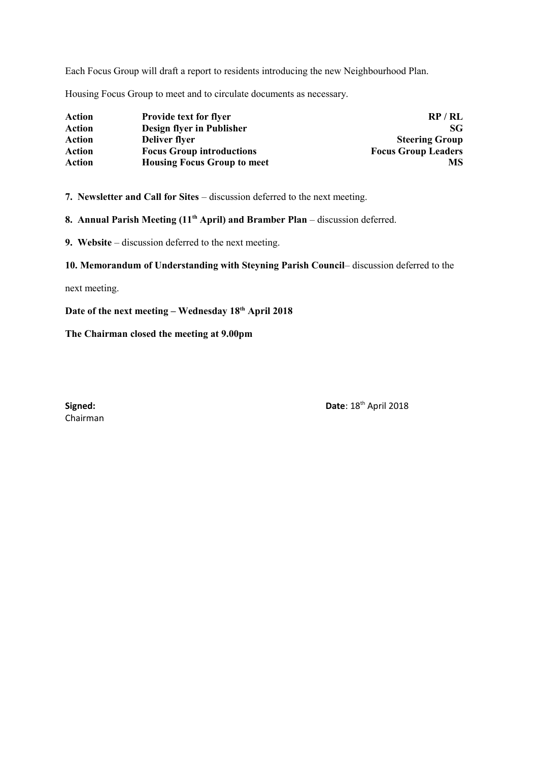Each Focus Group will draft a report to residents introducing the new Neighbourhood Plan.

Housing Focus Group to meet and to circulate documents as necessary.

| | | |
|---|---|---|
| **Action** | **Provide text for flyer** | **RP / RL** |
| **Action** | **Design flyer in Publisher** | **SG** |
| **Action** | **Deliver flyer** | **Steering Group** |
| **Action** | **Focus Group introductions** | **Focus Group Leaders** |
| **Action** | **Housing Focus Group to meet** | **MS** |

**7. Newsletter and Call for Sites** – discussion deferred to the next meeting.

**8. Annual Parish Meeting (11th April) and Bramber Plan** – discussion deferred.

**9. Website** – discussion deferred to the next meeting.

**10. Memorandum of Understanding with Steyning Parish Council**– discussion deferred to the next meeting.

**Date of the next meeting – Wednesday 18th April 2018**

**The Chairman closed the meeting at 9.00pm**

**Signed:**
Chairman

**Date**: 18th April 2018